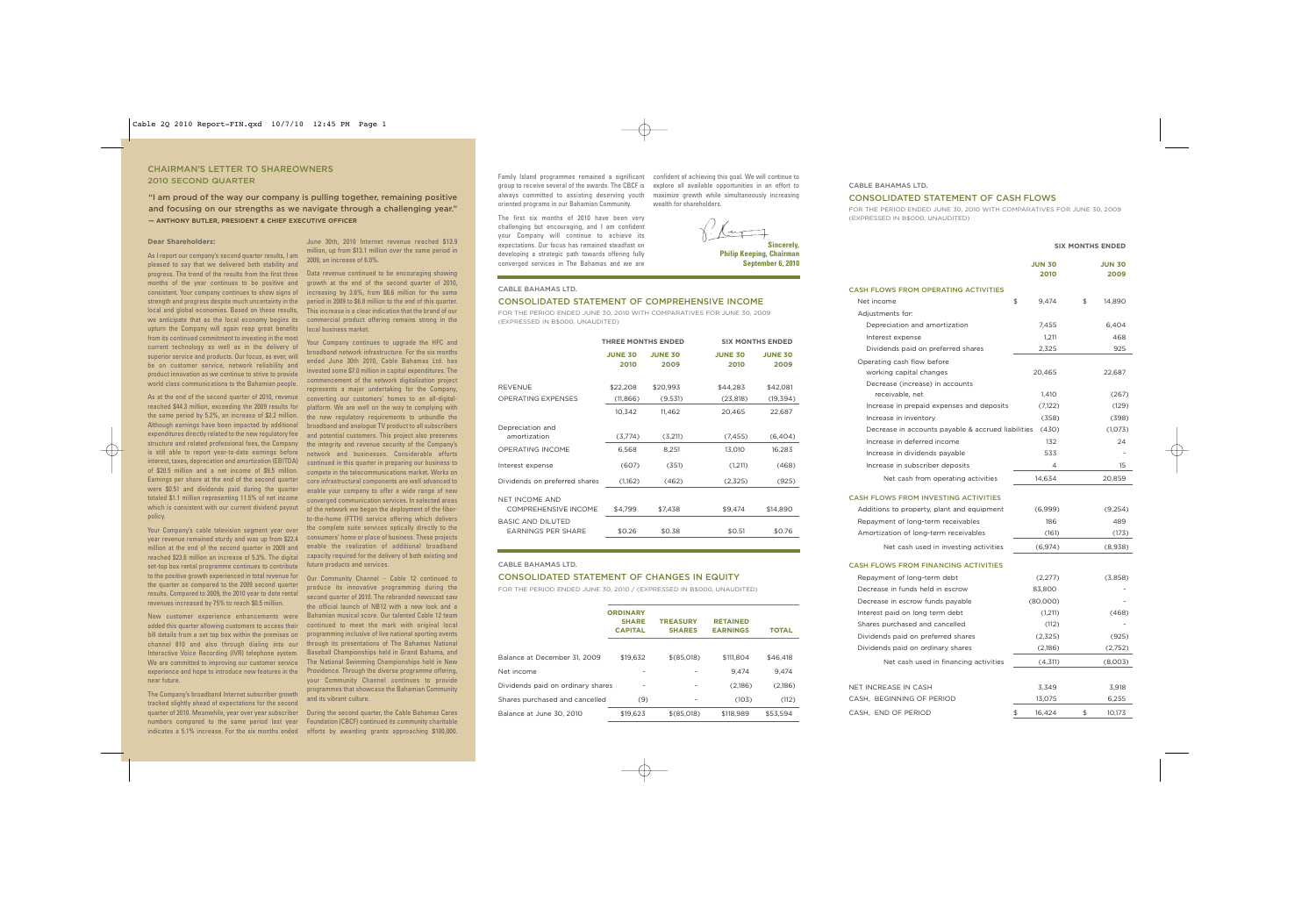# CHAIRMAN'S LETTER TO SHAREOWNERS
## 2010 SECOND QUARTER

"I am proud of the way our company is pulling together, remaining positive and focusing on our strengths as we navigate through a challenging year."
**— ANTHONY BUTLER, PRESIDENT & CHIEF EXECUTIVE OFFICER**

**Dear Shareholders:**

As I report our company's second quarter results, I am pleased to say that we delivered both stability and progress. The trend of the results from the first three months of the year continues to be positive and consistent. Your company continues to show signs of strength and progress despite much uncertainty in the local and global economies. Based on these results, we anticipate that as the local economy begins its upturn the Company will again reap great benefits from its continued commitment to investing in the most current technology as well as in the delivery of superior service and products. Our focus, as ever, will be on customer service, network reliability and product innovation as we continue to strive to provide world class communications to the Bahamian people.

As at the end of the second quarter of 2010, revenue reached $44.3 million, exceeding the 2009 results for the same period by 5.2%, an increase of $2.2 million. Although earnings have been impacted by additional expenditures directly related to the new regulatory fee structure and related professional fees, the Company is still able to report year-to-date earnings before interest, taxes, deprecation and amortization (EBITDA) of $20.5 million and a net income of $9.5 million. Earnings per share at the end of the second quarter were $0.51 and dividends paid during the quarter totaled $1.1 million representing 11.5% of net income which is consistent with our current dividend payout policy.

Your Company's cable television segment year over year revenue remained sturdy and was up from $22.4 million at the end of the second quarter in 2009 and reached $23.6 million an increase of 5.3%. The digital set-top box rental programme continues to contribute to the positive growth experienced in total revenue for the quarter as compared to the 2009 second quarter results. Compared to 2009, the 2010 year to date rental revenues increased by 75% to reach $0.5 million.

New customer experience enhancements were added this quarter allowing customers to access their bill details from a set top box within the premises on channel 810 and also through dialing into our Interactive Voice Recording (IVR) telephone system. We are committed to improving our customer service experience and hope to introduce new features in the near future.

The Company's broadband Internet subscriber growth tracked slightly ahead of expectations for the second quarter of 2010. Meanwhile, year over year subscriber numbers compared to the same period last year indicates a 5.1% increase. For the six months ended June 30th, 2010 Internet revenue reached $13.9 million, up from $13.1 million over the same period in 2009, an increase of 6.0%.

Data revenue continued to be encouraging showing growth at the end of the second quarter of 2010, increasing by 3.6%, from $6.6 million for the same period in 2009 to $6.8 million to the end of this quarter. This increase is a clear indication that the brand of our commercial product offering remains strong in the local business market.

Your Company continues to upgrade the HFC and broadband network infrastructure. For the six months ended June 30th 2010, Cable Bahamas Ltd. has invested some $7.0 million in capital expenditures. The commencement of the network digitalization project represents a major undertaking for the Company, converting our customers' homes to an all-digital-platform. We are well on the way to complying with the new regulatory requirements to unbundle the broadband and analogue TV product to all subscribers and potential customers. This project also preserves the integrity and revenue security of the Company's network and businesses. Considerable efforts continued in this quarter in preparing our business to compete in the telecommunications market. Works on core infrastructural components are well advanced to enable your company to offer a wide range of new converged communication services. In selected areas of the network we began the deployment of the fiber-to-the-home (FTTH) service offering which delivers the complete suite services optically directly to the consumers' home or place of business. These projects enable the realization of additional broadband capacity required for the delivery of both existing and future products and services.

Our Community Channel – Cable 12 continued to produce its innovative programming during the second quarter of 2010. The rebranded newscast saw the official launch of NB12 with a new look and a Bahamian musical score. Our talented Cable 12 team continued to meet the mark with original local programming inclusive of live national sporting events through its presentations of The Bahamas National Baseball Championships held in Grand Bahama, and The National Swimming Championships held in New Providence. Through the diverse programme offering, your Community Channel continues to provide programmes that showcase the Bahamian Community and its vibrant culture.

During the second quarter, the Cable Bahamas Cares Foundation (CBCF) continued its community charitable efforts by awarding grants approaching $100,000. Family Island programmes remained a significant group to receive several of the awards. The CBCF is always committed to assisting deserving youth oriented programs in our Bahamian Community.

The first six months of 2010 have been very challenging but encouraging, and I am confident your Company will continue to achieve its expectations. Our focus has remained steadfast on developing a strategic path towards offering fully converged services in The Bahamas and we are confident of achieving this goal. We will continue to explore all available opportunities in an effort to maximize growth while simultaneously increasing wealth for shareholders.

**Sincerely,**
**Philip Keeping, Chairman**
**September 6, 2010**

CABLE BAHAMAS LTD.

## CONSOLIDATED STATEMENT OF COMPREHENSIVE INCOME

FOR THE PERIOD ENDED JUNE 30, 2010 WITH COMPARATIVES FOR JUNE 30, 2009 (EXPRESSED IN B$000, UNAUDITED)

| | THREE MONTHS ENDED | | SIX MONTHS ENDED | |
|---|---|---|---|---|
| | JUNE 30 2010 | JUNE 30 2009 | JUNE 30 2010 | JUNE 30 2009 |
| REVENUE | $22,208 | $20,993 | $44,283 | $42,081 |
| OPERATING EXPENSES | (11,866) | (9,531) | (23,818) | (19,394) |
| | 10,342 | 11,462 | 20,465 | 22,687 |
| Depreciation and amortization | (3,774) | (3,211) | (7,455) | (6,404) |
| OPERATING INCOME | 6,568 | 8,251 | 13,010 | 16,283 |
| Interest expense | (607) | (351) | (1,211) | (468) |
| Dividends paid on preferred shares | (1,162) | (462) | (2,325) | (925) |
| NET INCOME AND COMPREHENSIVE INCOME | $4,799 | $7,438 | $9,474 | $14,890 |
| BASIC AND DILUTED EARNINGS PER SHARE | $0.26 | $0.38 | $0.51 | $0.76 |

CABLE BAHAMAS LTD.

## CONSOLIDATED STATEMENT OF CHANGES IN EQUITY

FOR THE PERIOD ENDED JUNE 30, 2010 / (EXPRESSED IN B$000, UNAUDITED)

| | ORDINARY SHARE CAPITAL | TREASURY SHARES | RETAINED EARNINGS | TOTAL |
|---|---|---|---|---|
| Balance at December 31, 2009 | $19,632 | $(85,018) | $111,804 | $46,418 |
| Net income | - | - | 9,474 | 9,474 |
| Dividends paid on ordinary shares | - | - | (2,186) | (2,186) |
| Shares purchased and cancelled | (9) | - | (103) | (112) |
| Balance at June 30, 2010 | $19,623 | $(85,018) | $118,989 | $53,594 |

CABLE BAHAMAS LTD.

## CONSOLIDATED STATEMENT OF CASH FLOWS

FOR THE PERIOD ENDED JUNE 30, 2010 WITH COMPARATIVES FOR JUNE 30, 2009 (EXPRESSED IN B$000, UNAUDITED)

| | SIX MONTHS ENDED | |
|---|---|---|
| | JUN 30 2010 | JUN 30 2009 |
| **CASH FLOWS FROM OPERATING ACTIVITIES** | | |
| Net income | $ 9,474 | $ 14,890 |
| Adjustments for: | | |
| Depreciation and amortization | 7,455 | 6,404 |
| Interest expense | 1,211 | 468 |
| Dividends paid on preferred shares | 2,325 | 925 |
| Operating cash flow before working capital changes | 20,465 | 22,687 |
| Decrease (increase) in accounts receivable, net | 1,410 | (267) |
| Increase in prepaid expenses and deposits | (7,122) | (129) |
| Increase in inventory | (358) | (398) |
| Decrease in accounts payable & accrued liabilities | (430) | (1,073) |
| Increase in deferred income | 132 | 24 |
| Increase in dividends payable | 533 | - |
| Increase in subscriber deposits | 4 | 15 |
| Net cash from operating activities | 14,634 | 20,859 |
| **CASH FLOWS FROM INVESTING ACTIVITIES** | | |
| Additions to property, plant and equipment | (6,999) | (9,254) |
| Repayment of long-term receivables | 186 | 489 |
| Amortization of long-term receivables | (161) | (173) |
| Net cash used in investing activities | (6,974) | (8,938) |
| **CASH FLOWS FROM FINANCING ACTIVITIES** | | |
| Repayment of long-term debt | (2,277) | (3,858) |
| Decrease in funds held in escrow | 83,800 | - |
| Decrease in escrow funds payable | (80,000) | - |
| Interest paid on long term debt | (1,211) | (468) |
| Shares purchased and cancelled | (112) | - |
| Dividends paid on preferred shares | (2,325) | (925) |
| Dividends paid on ordinary shares | (2,186) | (2,752) |
| Net cash used in financing activities | (4,311) | (8,003) |
| NET INCREASE IN CASH | 3,349 | 3,918 |
| CASH, BEGINNING OF PERIOD | 13,075 | 6,255 |
| CASH, END OF PERIOD | $ 16,424 | $ 10,173 |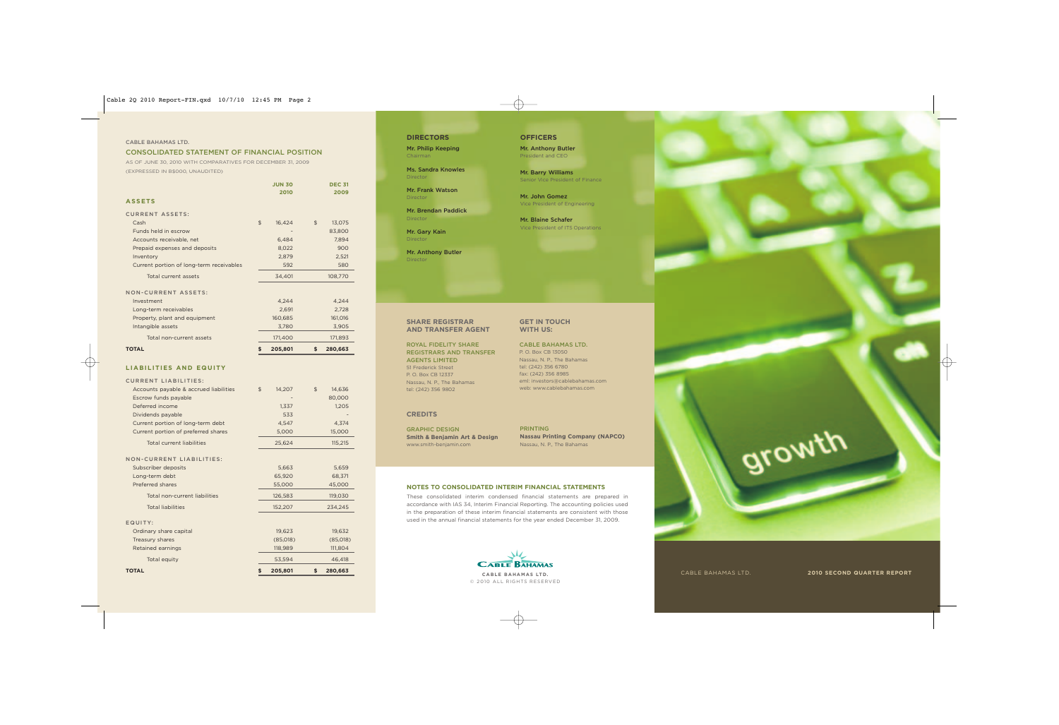CABLE BAHAMAS LTD.

## CONSOLIDATED STATEMENT OF FINANCIAL POSITION

AS OF JUNE 30, 2010 WITH COMPARATIVES FOR DECEMBER 31, 2009
(EXPRESSED IN B$000, UNAUDITED)

| | JUN 30 2010 | DEC 31 2009 |
|---|---|---|
| **ASSETS** | | |
| CURRENT ASSETS: | | |
| Cash | $ 16,424 | $ 13,075 |
| Funds held in escrow | - | 83,800 |
| Accounts receivable, net | 6,484 | 7,894 |
| Prepaid expenses and deposits | 8,022 | 900 |
| Inventory | 2,879 | 2,521 |
| Current portion of long-term receivables | 592 | 580 |
| Total current assets | 34,401 | 108,770 |
| NON-CURRENT ASSETS: | | |
| Investment | 4,244 | 4,244 |
| Long-term receivables | 2,691 | 2,728 |
| Property, plant and equipment | 160,685 | 161,016 |
| Intangible assets | 3,780 | 3,905 |
| Total non-current assets | 171,400 | 171,893 |
| **TOTAL** | **$ 205,801** | **$ 280,663** |
| **LIABILITIES AND EQUITY** | | |
| CURRENT LIABILITIES: | | |
| Accounts payable & accrued liabilities | $ 14,207 | $ 14,636 |
| Escrow funds payable | - | 80,000 |
| Deferred income | 1,337 | 1,205 |
| Dividends payable | 533 | - |
| Current portion of long-term debt | 4,547 | 4,374 |
| Current portion of preferred shares | 5,000 | 15,000 |
| Total current liabilities | 25,624 | 115,215 |
| NON-CURRENT LIABILITIES: | | |
| Subscriber deposits | 5,663 | 5,659 |
| Long-term debt | 65,920 | 68,371 |
| Preferred shares | 55,000 | 45,000 |
| Total non-current liabilities | 126,583 | 119,030 |
| Total liabilities | 152,207 | 234,245 |
| EQUITY: | | |
| Ordinary share capital | 19,623 | 19,632 |
| Treasury shares | (85,018) | (85,018) |
| Retained earnings | 118,989 | 111,804 |
| Total equity | 53,594 | 46,418 |
| **TOTAL** | **$ 205,801** | **$ 280,663** |

## DIRECTORS

**Mr. Philip Keeping**
Chairman

**Ms. Sandra Knowles**
Director

**Mr. Frank Watson**
Director

**Mr. Brendan Paddick**
Director

**Mr. Gary Kain**
Director

**Mr. Anthony Butler**
Director

## OFFICERS

**Mr. Anthony Butler**
President and CEO

**Mr. Barry Williams**
Senior Vice President of Finance

**Mr. John Gomez**
Vice President of Engineering

**Mr. Blaine Schafer**
Vice President of ITS Operations

## SHARE REGISTRAR AND TRANSFER AGENT

ROYAL FIDELITY SHARE REGISTRARS AND TRANSFER AGENTS LIMITED
51 Frederick Street
P. O. Box CB 12337
Nassau, N. P., The Bahamas
tel: (242) 356 9802

## GET IN TOUCH WITH US:

CABLE BAHAMAS LTD.
P. O. Box CB 13050
Nassau, N. P., The Bahamas
tel: (242) 356 6780
fax: (242) 356 8985
eml: investors@cablebahamas.com
web: www.cablebahamas.com

## CREDITS

GRAPHIC DESIGN
**Smith & Benjamin Art & Design**
www.smith-benjamin.com

PRINTING
**Nassau Printing Company (NAPCO)**
Nassau, N. P., The Bahamas

## NOTES TO CONSOLIDATED INTERIM FINANCIAL STATEMENTS

These consolidated interim condensed financial statements are prepared in accordance with IAS 34, Interim Financial Reporting. The accounting policies used in the preparation of these interim financial statements are consistent with those used in the annual financial statements for the year ended December 31, 2009.

CABLE BAHAMAS LTD.
© 2010 ALL RIGHTS RESERVED

growth

CABLE BAHAMAS LTD. **2010 SECOND QUARTER REPORT**